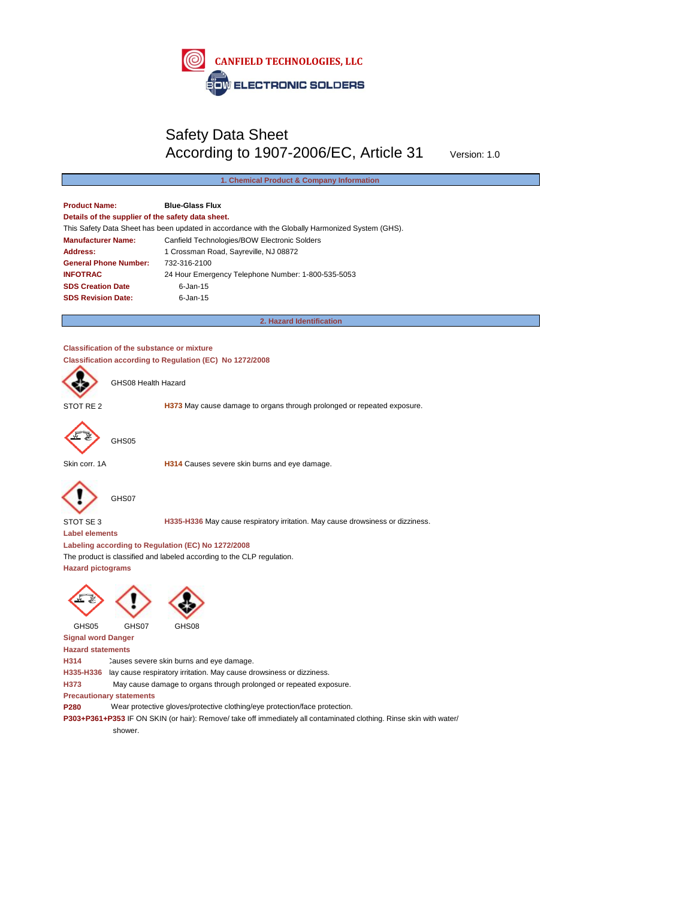CANFIELD TECHNOLOGIES, LLC

BOW ELECTRONIC SOLDERS

# Safety Data Sheet
# According to 1907-2006/EC, Article 31

Version: 1.0

## 1. Chemical Product & Company Information

| | |
|---|---|
| **Product Name:** | **Blue-Glass Flux** |

**Details of the supplier of the safety data sheet.**

This Safety Data Sheet has been updated in accordance with the Globally Harmonized System (GHS).

| | |
|---|---|
| **Manufacturer Name:** | Canfield Technologies/BOW Electronic Solders |
| **Address:** | 1 Crossman Road, Sayreville, NJ 08872 |
| **General Phone Number:** | 732-316-2100 |
| **INFOTRAC** | 24 Hour Emergency Telephone Number: 1-800-535-5053 |
| **SDS Creation Date** | 6-Jan-15 |
| **SDS Revision Date:** | 6-Jan-15 |

## 2. Hazard Identification

**Classification of the substance or mixture**

**Classification according to Regulation (EC) No 1272/2008**

GHS08 Health Hazard

STOT RE 2 — **H373** May cause damage to organs through prolonged or repeated exposure.

GHS05

Skin corr. 1A — **H314** Causes severe skin burns and eye damage.

GHS07

STOT SE 3 — **H335-H336** May cause respiratory irritation. May cause drowsiness or dizziness.

**Label elements**

**Labeling according to Regulation (EC) No 1272/2008**

The product is classified and labeled according to the CLP regulation.

**Hazard pictograms**

GHS05 GHS07 GHS08

**Signal word Danger**

**Hazard statements**

**H314** Causes severe skin burns and eye damage.

**H335-H336** May cause respiratory irritation. May cause drowsiness or dizziness.

**H373** May cause damage to organs through prolonged or repeated exposure.

**Precautionary statements**

**P280** Wear protective gloves/protective clothing/eye protection/face protection.

**P303+P361+P353** IF ON SKIN (or hair): Remove/ take off immediately all contaminated clothing. Rinse skin with water/ shower.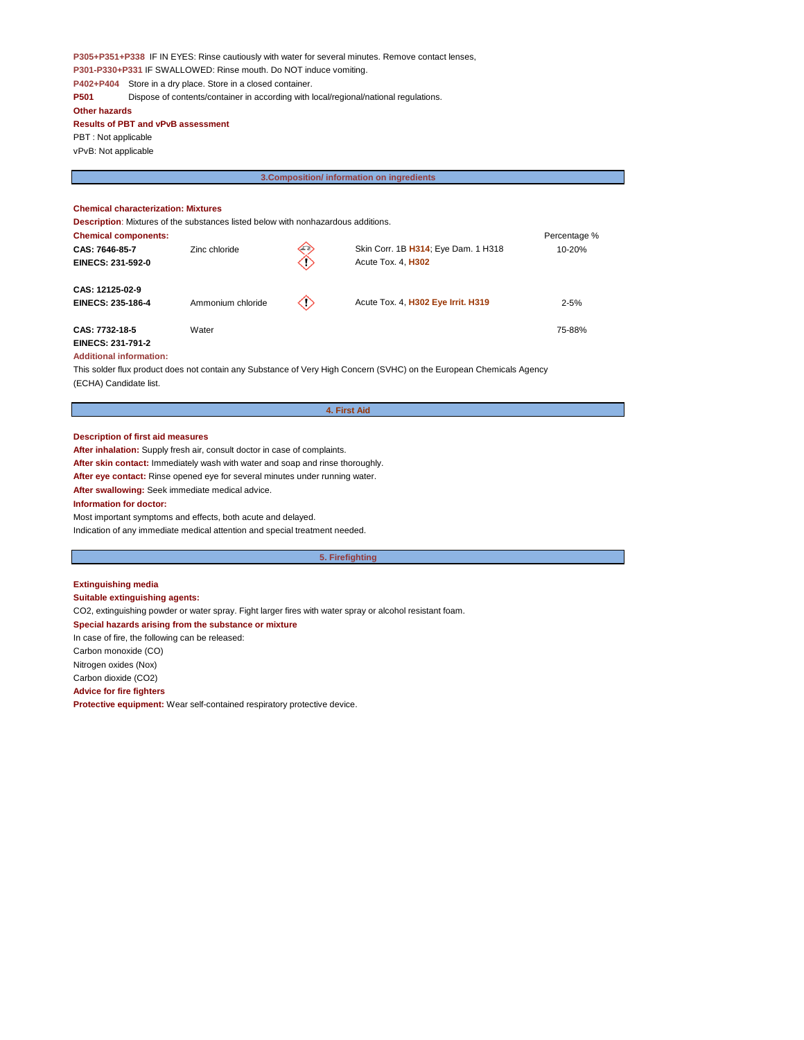**P305+P351+P338** IF IN EYES: Rinse cautiously with water for several minutes. Remove contact lenses,

**P301-P330+P331** IF SWALLOWED: Rinse mouth. Do NOT induce vomiting.

**P402+P404** Store in a dry place. Store in a closed container.

**P501** Dispose of contents/container in according with local/regional/national regulations.

**Other hazards**

**Results of PBT and vPvB assessment**

PBT : Not applicable

vPvB: Not applicable

## 3.Composition/ information on ingredients

**Chemical characterization: Mixtures**

**Description**: Mixtures of the substances listed below with nonhazardous additions.

| Chemical components: | | | Percentage % |
|---|---|---|---|
| **CAS: 7646-85-7**<br>**EINECS: 231-592-0** | Zinc chloride | Skin Corr. 1B **H314**; Eye Dam. 1 H318<br>Acute Tox. 4, **H302** | 10-20% |
| **CAS: 12125-02-9**<br>**EINECS: 235-186-4** | Ammonium chloride | Acute Tox. 4, **H302 Eye Irrit. H319** | 2-5% |
| **CAS: 7732-18-5**<br>**EINECS: 231-791-2** | Water | | 75-88% |

**Additional information:**

This solder flux product does not contain any Substance of Very High Concern (SVHC) on the European Chemicals Agency (ECHA) Candidate list.

## 4. First Aid

**Description of first aid measures**

**After inhalation:** Supply fresh air, consult doctor in case of complaints.

**After skin contact:** Immediately wash with water and soap and rinse thoroughly.

**After eye contact:** Rinse opened eye for several minutes under running water.

**After swallowing:** Seek immediate medical advice.

**Information for doctor:**

Most important symptoms and effects, both acute and delayed.

Indication of any immediate medical attention and special treatment needed.

## 5. Firefighting

**Extinguishing media**

**Suitable extinguishing agents:**

$CO_2$, extinguishing powder or water spray. Fight larger fires with water spray or alcohol resistant foam.

**Special hazards arising from the substance or mixture**

In case of fire, the following can be released:

Carbon monoxide (CO)

Nitrogen oxides (Nox)

Carbon dioxide ($CO_2$)

**Advice for fire fighters**

**Protective equipment:** Wear self-contained respiratory protective device.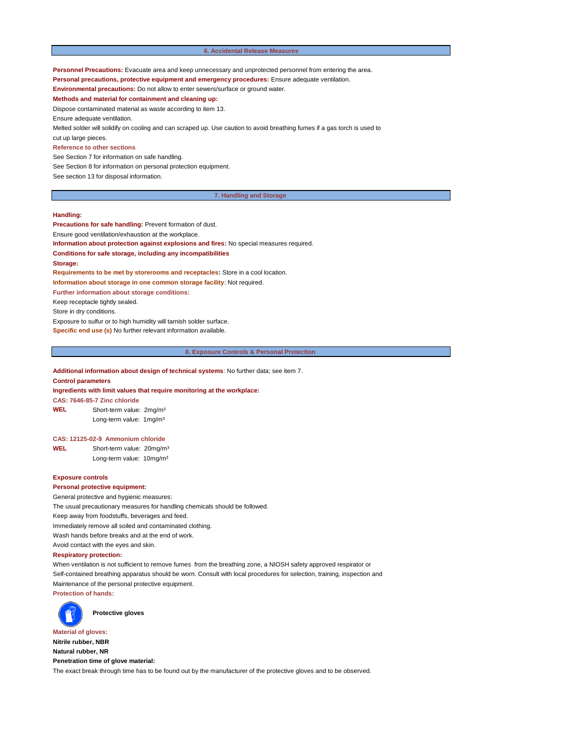## 6. Accidental Release Measures

**Personnel Precautions:** Evacuate area and keep unnecessary and unprotected personnel from entering the area.

**Personal precautions, protective equipment and emergency procedures:** Ensure adequate ventilation.

**Environmental precautions:** Do not allow to enter sewers/surface or ground water.

**Methods and material for containment and cleaning up:**

Dispose contaminated material as waste according to item 13.

Ensure adequate ventilation.

Melted solder will solidify on cooling and can scraped up. Use caution to avoid breathing fumes if a gas torch is used to cut up large pieces.

**Reference to other sections**

See Section 7 for information on safe handling.

See Section 8 for information on personal protection equipment.

See section 13 for disposal information.

## 7. Handling and Storage

**Handling:**

**Precautions for safe handling:** Prevent formation of dust.

Ensure good ventilation/exhaustion at the workplace.

**Information about protection against explosions and fires:** No special measures required.

**Conditions for safe storage, including any incompatibilities**

**Storage:**

**Requirements to be met by storerooms and receptacles:** Store in a cool location.

**Information about storage in one common storage facility**: Not required.

**Further information about storage conditions:**

Keep receptacle tightly sealed.

Store in dry conditions.

Exposure to sulfur or to high humidity will tarnish solder surface.

**Specific end use (s)** No further relevant information available.

## 8. Exposure Controls & Personal Protection

**Additional information about design of technical systems**: No further data; see item 7.

**Control parameters**

**Ingredients with limit values that require monitoring at the workplace:**

**CAS: 7646-85-7 Zinc chloride**

**WEL** Short-term value: 2mg/m³
Long-term value: 1mg/m³

**CAS: 12125-02-9 Ammonium chloride**

**WEL** Short-term value: 20mg/m³
Long-term value: 10mg/m³

**Exposure controls**

**Personal protective equipment:**

General protective and hygienic measures:

The usual precautionary measures for handling chemicals should be followed.

Keep away from foodstuffs, beverages and feed.

Immediately remove all soiled and contaminated clothing.

Wash hands before breaks and at the end of work.

Avoid contact with the eyes and skin.

**Respiratory protection:**

When ventilation is not sufficient to remove fumes from the breathing zone, a NIOSH safety approved respirator or Self-contained breathing apparatus should be worn. Consult with local procedures for selection, training, inspection and Maintenance of the personal protective equipment.

**Protection of hands:**

**Protective gloves**

**Material of gloves:**

**Nitrile rubber, NBR**

**Natural rubber, NR**

**Penetration time of glove material:**

The exact break through time has to be found out by the manufacturer of the protective gloves and to be observed.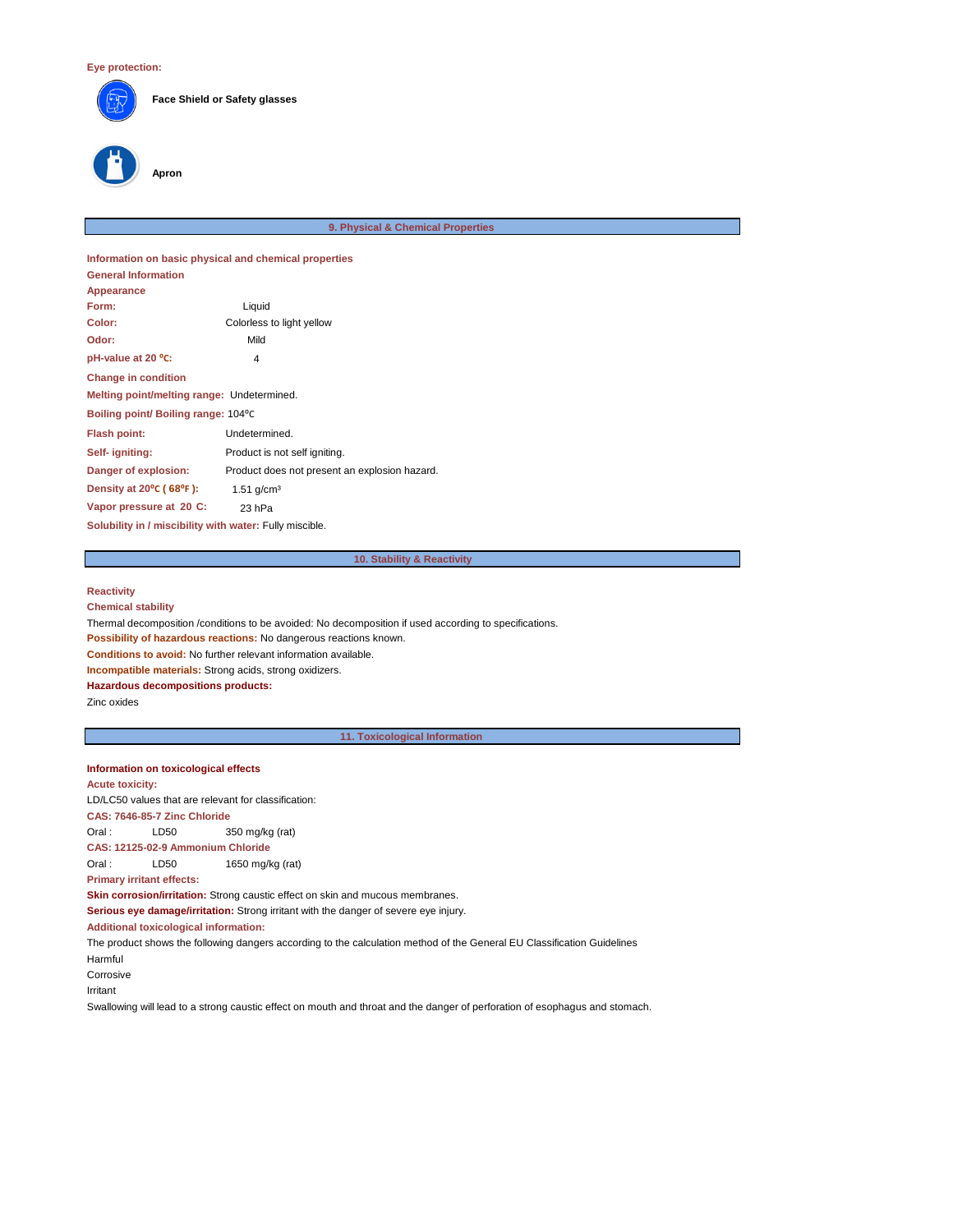**Eye protection:**

**Face Shield or Safety glasses**

**Apron**

## 9. Physical & Chemical Properties

**Information on basic physical and chemical properties**

**General Information**

**Appearance**

**Form:** Liquid

**Color:** Colorless to light yellow

**Odor:** Mild

**pH-value at 20 ºC:** 4

**Change in condition**

**Melting point/melting range:** Undetermined.

**Boiling point/ Boiling range:** 104ºC

**Flash point:** Undetermined.

**Self- igniting:** Product is not self igniting.

**Danger of explosion:** Product does not present an explosion hazard.

**Density at 20ºC ( 68ºF ):** 1.51 g/cm³

**Vapor pressure at 20 C:** 23 hPa

**Solubility in / miscibility with water:** Fully miscible.

## 10. Stability & Reactivity

**Reactivity**

**Chemical stability**

Thermal decomposition /conditions to be avoided: No decomposition if used according to specifications.

**Possibility of hazardous reactions:** No dangerous reactions known.

**Conditions to avoid:** No further relevant information available.

**Incompatible materials:** Strong acids, strong oxidizers.

**Hazardous decompositions products:**

Zinc oxides

## 11. Toxicological Information

**Information on toxicological effects**

**Acute toxicity:**

LD/LC50 values that are relevant for classification:

**CAS: 7646-85-7 Zinc Chloride**

Oral : LD50 350 mg/kg (rat)

**CAS: 12125-02-9 Ammonium Chloride**

Oral : LD50 1650 mg/kg (rat)

**Primary irritant effects:**

**Skin corrosion/irritation:** Strong caustic effect on skin and mucous membranes.

**Serious eye damage/irritation:** Strong irritant with the danger of severe eye injury.

**Additional toxicological information:**

The product shows the following dangers according to the calculation method of the General EU Classification Guidelines

Harmful

Corrosive

Irritant

Swallowing will lead to a strong caustic effect on mouth and throat and the danger of perforation of esophagus and stomach.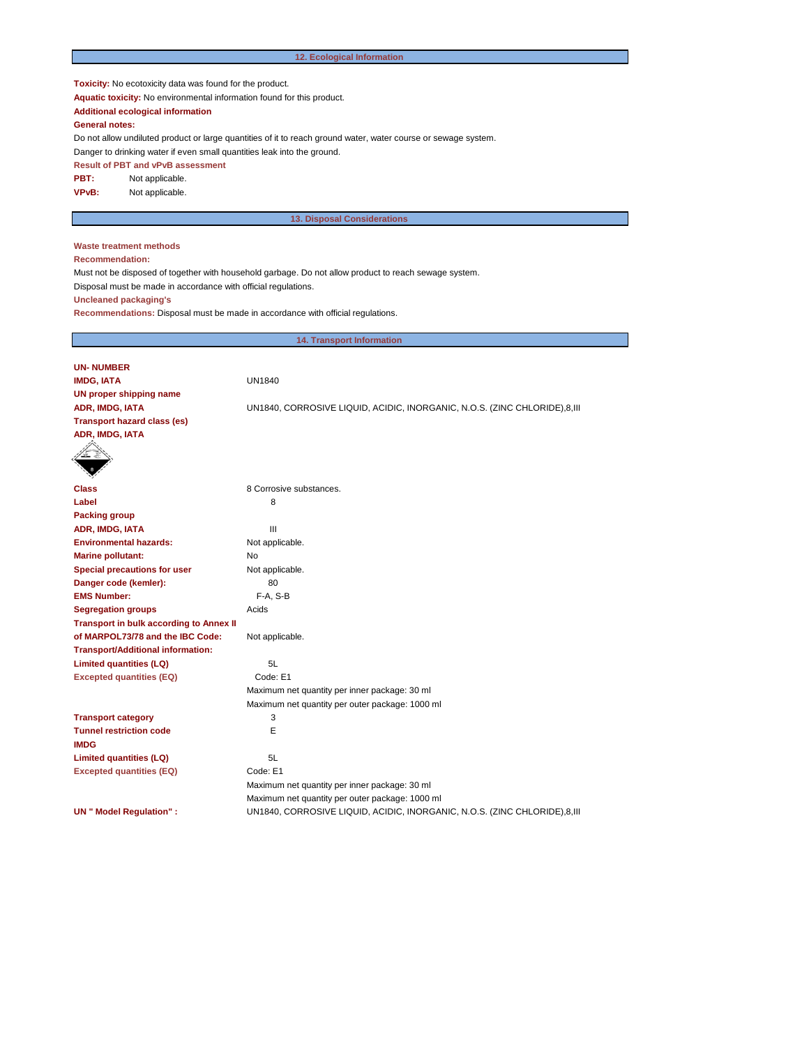## 12. Ecological Information

**Toxicity:** No ecotoxicity data was found for the product.

**Aquatic toxicity:** No environmental information found for this product.

**Additional ecological information**

**General notes:**

Do not allow undiluted product or large quantities of it to reach ground water, water course or sewage system.

Danger to drinking water if even small quantities leak into the ground.

**Result of PBT and vPvB assessment**

**PBT:** Not applicable.

**VPvB:** Not applicable.

## 13. Disposal Considerations

**Waste treatment methods**

**Recommendation:**

Must not be disposed of together with household garbage. Do not allow product to reach sewage system.

Disposal must be made in accordance with official regulations.

**Uncleaned packaging's**

**Recommendations:** Disposal must be made in accordance with official regulations.

## 14. Transport Information

**UN- NUMBER**

| | |
|---|---|
| **IMDG, IATA** | UN1840 |
| **UN proper shipping name** | |
| **ADR, IMDG, IATA** | UN1840, CORROSIVE LIQUID, ACIDIC, INORGANIC, N.O.S. (ZINC CHLORIDE),8,III |
| **Transport hazard class (es)** | |
| **ADR, IMDG, IATA** | |
| **Class** | 8 Corrosive substances. |
| **Label** | 8 |
| **Packing group** | |
| **ADR, IMDG, IATA** | III |
| **Environmental hazards:** | Not applicable. |
| **Marine pollutant:** | No |
| **Special precautions for user** | Not applicable. |
| **Danger code (kemler):** | 80 |
| **EMS Number:** | F-A, S-B |
| **Segregation groups** | Acids |
| **Transport in bulk according to Annex II of MARPOL73/78 and the IBC Code:** | Not applicable. |
| **Transport/Additional information:** | |
| **Limited quantities (LQ)** | 5L |
| **Excepted quantities (EQ)** | Code: E1 |
| | Maximum net quantity per inner package: 30 ml |
| | Maximum net quantity per outer package: 1000 ml |
| **Transport category** | 3 |
| **Tunnel restriction code** | E |
| **IMDG** | |
| **Limited quantities (LQ)** | 5L |
| **Excepted quantities (EQ)** | Code: E1 |
| | Maximum net quantity per inner package: 30 ml |
| | Maximum net quantity per outer package: 1000 ml |
| **UN " Model Regulation" :** | UN1840, CORROSIVE LIQUID, ACIDIC, INORGANIC, N.O.S. (ZINC CHLORIDE),8,III |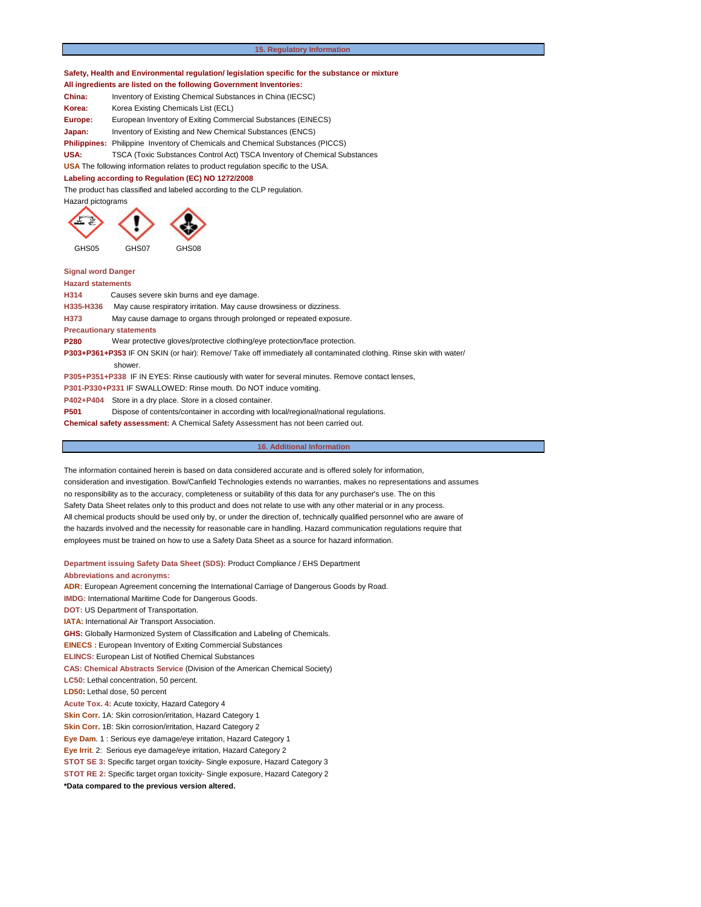## 15. Regulatory Information

**Safety, Health and Environmental regulation/ legislation specific for the substance or mixture**

**All ingredients are listed on the following Government Inventories:**

**China:** Inventory of Existing Chemical Substances in China (IECSC)

**Korea:** Korea Existing Chemicals List (ECL)

**Europe:** European Inventory of Exiting Commercial Substances (EINECS)

**Japan:** Inventory of Existing and New Chemical Substances (ENCS)

**Philippines:** Philippine Inventory of Chemicals and Chemical Substances (PICCS)

**USA:** TSCA (Toxic Substances Control Act) TSCA Inventory of Chemical Substances

**USA** The following information relates to product regulation specific to the USA.

**Labeling according to Regulation (EC) NO 1272/2008**

The product has classified and labeled according to the CLP regulation.

Hazard pictograms

GHS05 GHS07 GHS08

**Signal word Danger**

**Hazard statements**

**H314** Causes severe skin burns and eye damage.

**H335-H336** May cause respiratory irritation. May cause drowsiness or dizziness.

**H373** May cause damage to organs through prolonged or repeated exposure.

**Precautionary statements**

**P280** Wear protective gloves/protective clothing/eye protection/face protection.

**P303+P361+P353** IF ON SKIN (or hair): Remove/ Take off immediately all contaminated clothing. Rinse skin with water/ shower.

**P305+P351+P338** IF IN EYES: Rinse cautiously with water for several minutes. Remove contact lenses,

**P301-P330+P331** IF SWALLOWED: Rinse mouth. Do NOT induce vomiting.

**P402+P404** Store in a dry place. Store in a closed container.

**P501** Dispose of contents/container in according with local/regional/national regulations.

**Chemical safety assessment:** A Chemical Safety Assessment has not been carried out.

## 16. Additional Information

The information contained herein is based on data considered accurate and is offered solely for information, consideration and investigation. Bow/Canfield Technologies extends no warranties, makes no representations and assumes no responsibility as to the accuracy, completeness or suitability of this data for any purchaser's use. The on this Safety Data Sheet relates only to this product and does not relate to use with any other material or in any process. All chemical products should be used only by, or under the direction of, technically qualified personnel who are aware of the hazards involved and the necessity for reasonable care in handling. Hazard communication regulations require that employees must be trained on how to use a Safety Data Sheet as a source for hazard information.

**Department issuing Safety Data Sheet (SDS):** Product Compliance / EHS Department

**Abbreviations and acronyms:**

**ADR:** European Agreement concerning the International Carriage of Dangerous Goods by Road.

**IMDG:** International Maritime Code for Dangerous Goods.

**DOT:** US Department of Transportation.

**IATA:** International Air Transport Association.

**GHS:** Globally Harmonized System of Classification and Labeling of Chemicals.

**EINECS :** European Inventory of Exiting Commercial Substances

**ELINCS:** European List of Notified Chemical Substances

**CAS: Chemical Abstracts Service** (Division of the American Chemical Society)

**LC50:** Lethal concentration, 50 percent.

**LD50:** Lethal dose, 50 percent

**Acute Tox. 4:** Acute toxicity, Hazard Category 4

**Skin Corr.** 1A: Skin corrosion/irritation, Hazard Category 1

**Skin Corr.** 1B: Skin corrosion/irritation, Hazard Category 2

**Eye Dam.** 1 : Serious eye damage/eye irritation, Hazard Category 1

**Eye Irrit.** 2: Serious eye damage/eye irritation, Hazard Category 2

**STOT SE 3:** Specific target organ toxicity- Single exposure, Hazard Category 3

**STOT RE 2:** Specific target organ toxicity- Single exposure, Hazard Category 2

**\*Data compared to the previous version altered.**